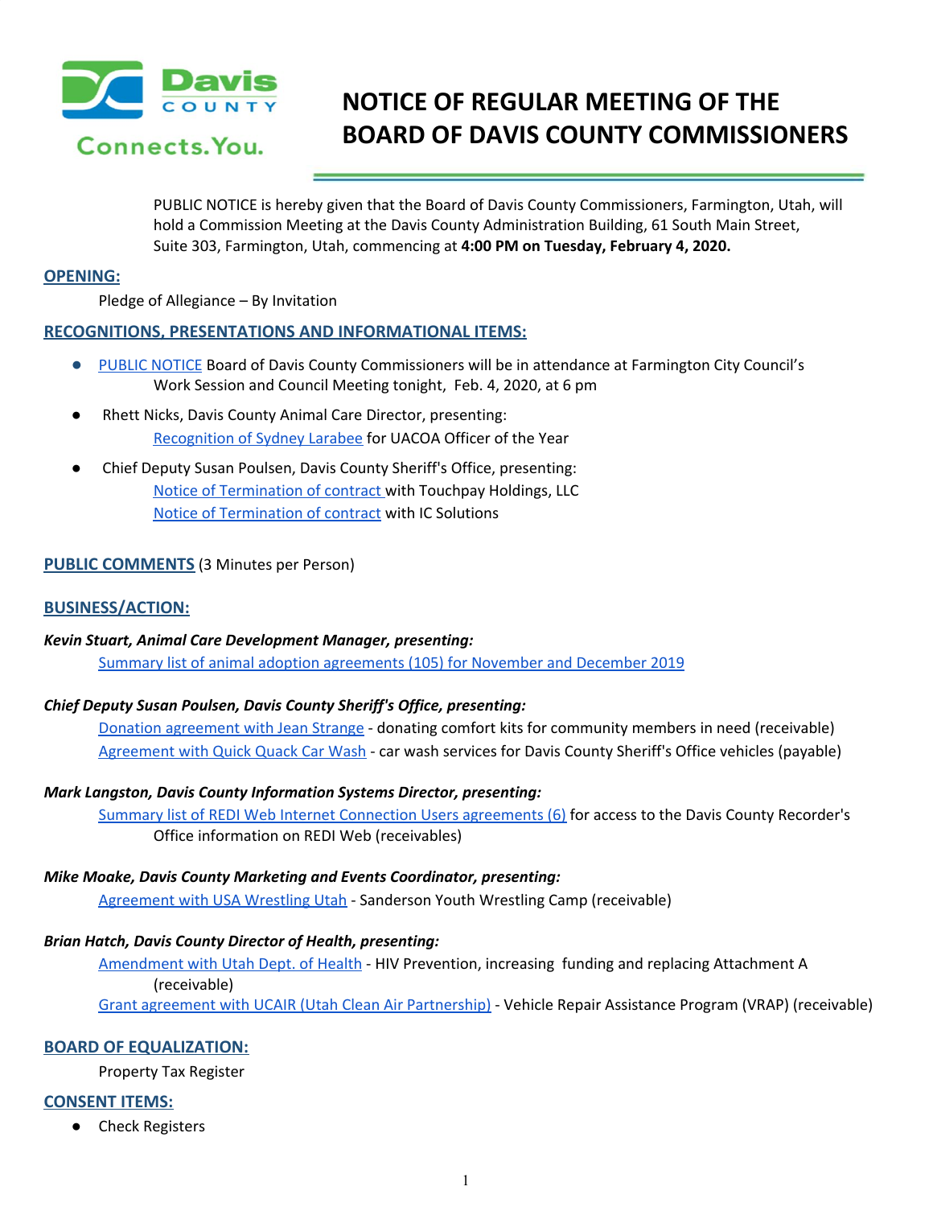Davis COUNTY Connects.You.

# NOTICE OF REGULAR MEETING OF THE BOARD OF DAVIS COUNTY COMMISSIONERS

PUBLIC NOTICE is hereby given that the Board of Davis County Commissioners, Farmington, Utah, will hold a Commission Meeting at the Davis County Administration Building, 61 South Main Street, Suite 303, Farmington, Utah, commencing at **4:00 PM on Tuesday, February 4, 2020.**

## OPENING:

Pledge of Allegiance – By Invitation

## RECOGNITIONS, PRESENTATIONS AND INFORMATIONAL ITEMS:

- PUBLIC NOTICE Board of Davis County Commissioners will be in attendance at Farmington City Council's Work Session and Council Meeting tonight, Feb. 4, 2020, at 6 pm
- Rhett Nicks, Davis County Animal Care Director, presenting:
  Recognition of Sydney Larabee for UACOA Officer of the Year
- Chief Deputy Susan Poulsen, Davis County Sheriff's Office, presenting:
  Notice of Termination of contract with Touchpay Holdings, LLC
  Notice of Termination of contract with IC Solutions

## PUBLIC COMMENTS (3 Minutes per Person)

## BUSINESS/ACTION:

***Kevin Stuart, Animal Care Development Manager, presenting:***

Summary list of animal adoption agreements (105) for November and December 2019

***Chief Deputy Susan Poulsen, Davis County Sheriff's Office, presenting:***

Donation agreement with Jean Strange - donating comfort kits for community members in need (receivable)
Agreement with Quick Quack Car Wash - car wash services for Davis County Sheriff's Office vehicles (payable)

***Mark Langston, Davis County Information Systems Director, presenting:***

Summary list of REDI Web Internet Connection Users agreements (6) for access to the Davis County Recorder's Office information on REDI Web (receivables)

***Mike Moake, Davis County Marketing and Events Coordinator, presenting:***

Agreement with USA Wrestling Utah - Sanderson Youth Wrestling Camp (receivable)

***Brian Hatch, Davis County Director of Health, presenting:***

Amendment with Utah Dept. of Health - HIV Prevention, increasing funding and replacing Attachment A (receivable)
Grant agreement with UCAIR (Utah Clean Air Partnership) - Vehicle Repair Assistance Program (VRAP) (receivable)

## BOARD OF EQUALIZATION:

Property Tax Register

## CONSENT ITEMS:

- Check Registers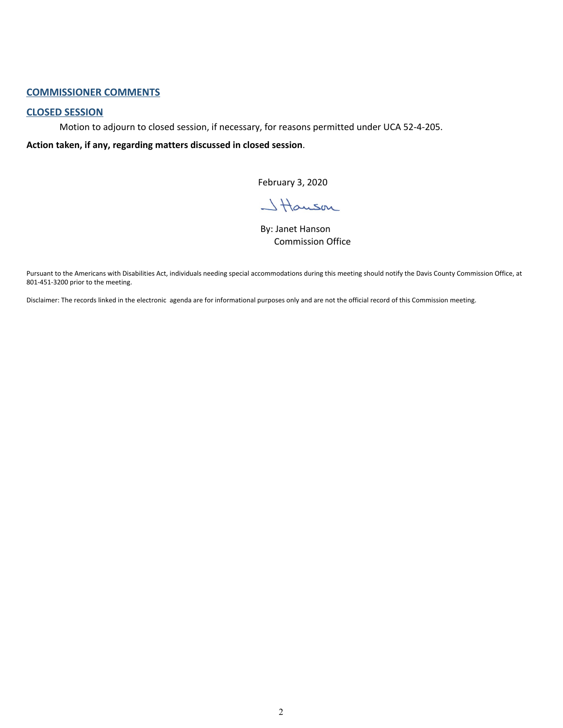## COMMISSIONER COMMENTS

## CLOSED SESSION

Motion to adjourn to closed session, if necessary, for reasons permitted under UCA 52-4-205.

**Action taken, if any, regarding matters discussed in closed session**.

February 3, 2020

J Hanson

By: Janet Hanson
Commission Office

Pursuant to the Americans with Disabilities Act, individuals needing special accommodations during this meeting should notify the Davis County Commission Office, at 801-451-3200 prior to the meeting.

Disclaimer: The records linked in the electronic agenda are for informational purposes only and are not the official record of this Commission meeting.